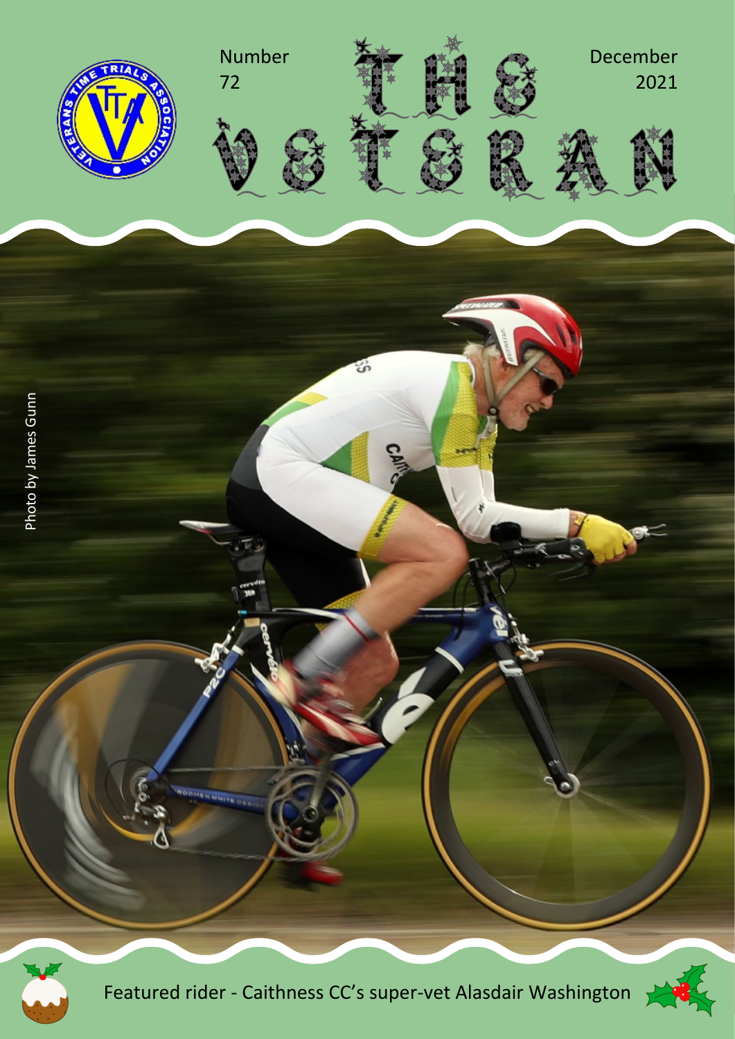Number 72

# THE VETERAN

December 2021

Photo by James Gunn

Featured rider - Caithness CC's super-vet Alasdair Washington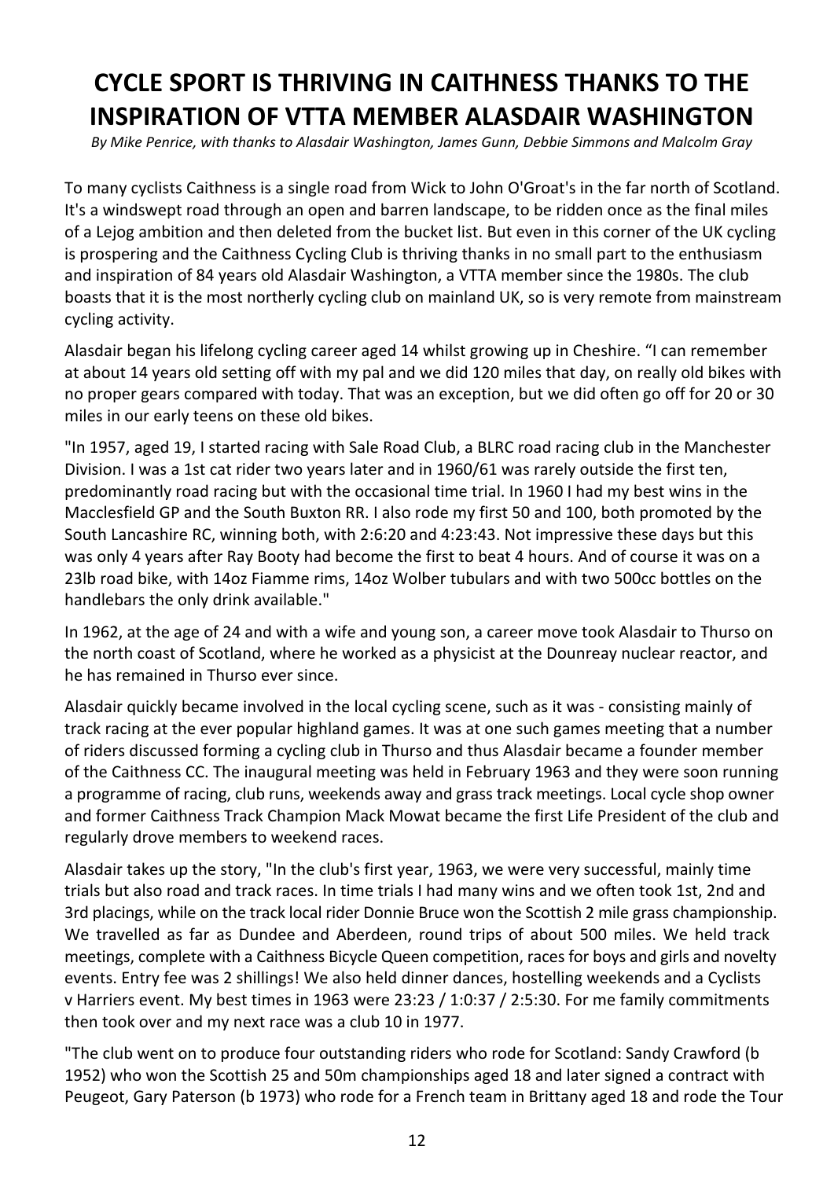# CYCLE SPORT IS THRIVING IN CAITHNESS THANKS TO THE INSPIRATION OF VTTA MEMBER ALASDAIR WASHINGTON

*By Mike Penrice, with thanks to Alasdair Washington, James Gunn, Debbie Simmons and Malcolm Gray*

To many cyclists Caithness is a single road from Wick to John O'Groat's in the far north of Scotland. It's a windswept road through an open and barren landscape, to be ridden once as the final miles of a Lejog ambition and then deleted from the bucket list. But even in this corner of the UK cycling is prospering and the Caithness Cycling Club is thriving thanks in no small part to the enthusiasm and inspiration of 84 years old Alasdair Washington, a VTTA member since the 1980s. The club boasts that it is the most northerly cycling club on mainland UK, so is very remote from mainstream cycling activity.

Alasdair began his lifelong cycling career aged 14 whilst growing up in Cheshire. "I can remember at about 14 years old setting off with my pal and we did 120 miles that day, on really old bikes with no proper gears compared with today. That was an exception, but we did often go off for 20 or 30 miles in our early teens on these old bikes.

"In 1957, aged 19, I started racing with Sale Road Club, a BLRC road racing club in the Manchester Division. I was a 1st cat rider two years later and in 1960/61 was rarely outside the first ten, predominantly road racing but with the occasional time trial. In 1960 I had my best wins in the Macclesfield GP and the South Buxton RR. I also rode my first 50 and 100, both promoted by the South Lancashire RC, winning both, with 2:6:20 and 4:23:43. Not impressive these days but this was only 4 years after Ray Booty had become the first to beat 4 hours. And of course it was on a 23lb road bike, with 14oz Fiamme rims, 14oz Wolber tubulars and with two 500cc bottles on the handlebars the only drink available."

In 1962, at the age of 24 and with a wife and young son, a career move took Alasdair to Thurso on the north coast of Scotland, where he worked as a physicist at the Dounreay nuclear reactor, and he has remained in Thurso ever since.

Alasdair quickly became involved in the local cycling scene, such as it was - consisting mainly of track racing at the ever popular highland games. It was at one such games meeting that a number of riders discussed forming a cycling club in Thurso and thus Alasdair became a founder member of the Caithness CC. The inaugural meeting was held in February 1963 and they were soon running a programme of racing, club runs, weekends away and grass track meetings. Local cycle shop owner and former Caithness Track Champion Mack Mowat became the first Life President of the club and regularly drove members to weekend races.

Alasdair takes up the story, "In the club's first year, 1963, we were very successful, mainly time trials but also road and track races. In time trials I had many wins and we often took 1st, 2nd and 3rd placings, while on the track local rider Donnie Bruce won the Scottish 2 mile grass championship. We travelled as far as Dundee and Aberdeen, round trips of about 500 miles. We held track meetings, complete with a Caithness Bicycle Queen competition, races for boys and girls and novelty events. Entry fee was 2 shillings! We also held dinner dances, hostelling weekends and a Cyclists v Harriers event. My best times in 1963 were 23:23 / 1:0:37 / 2:5:30. For me family commitments then took over and my next race was a club 10 in 1977.

"The club went on to produce four outstanding riders who rode for Scotland: Sandy Crawford (b 1952) who won the Scottish 25 and 50m championships aged 18 and later signed a contract with Peugeot, Gary Paterson (b 1973) who rode for a French team in Brittany aged 18 and rode the Tour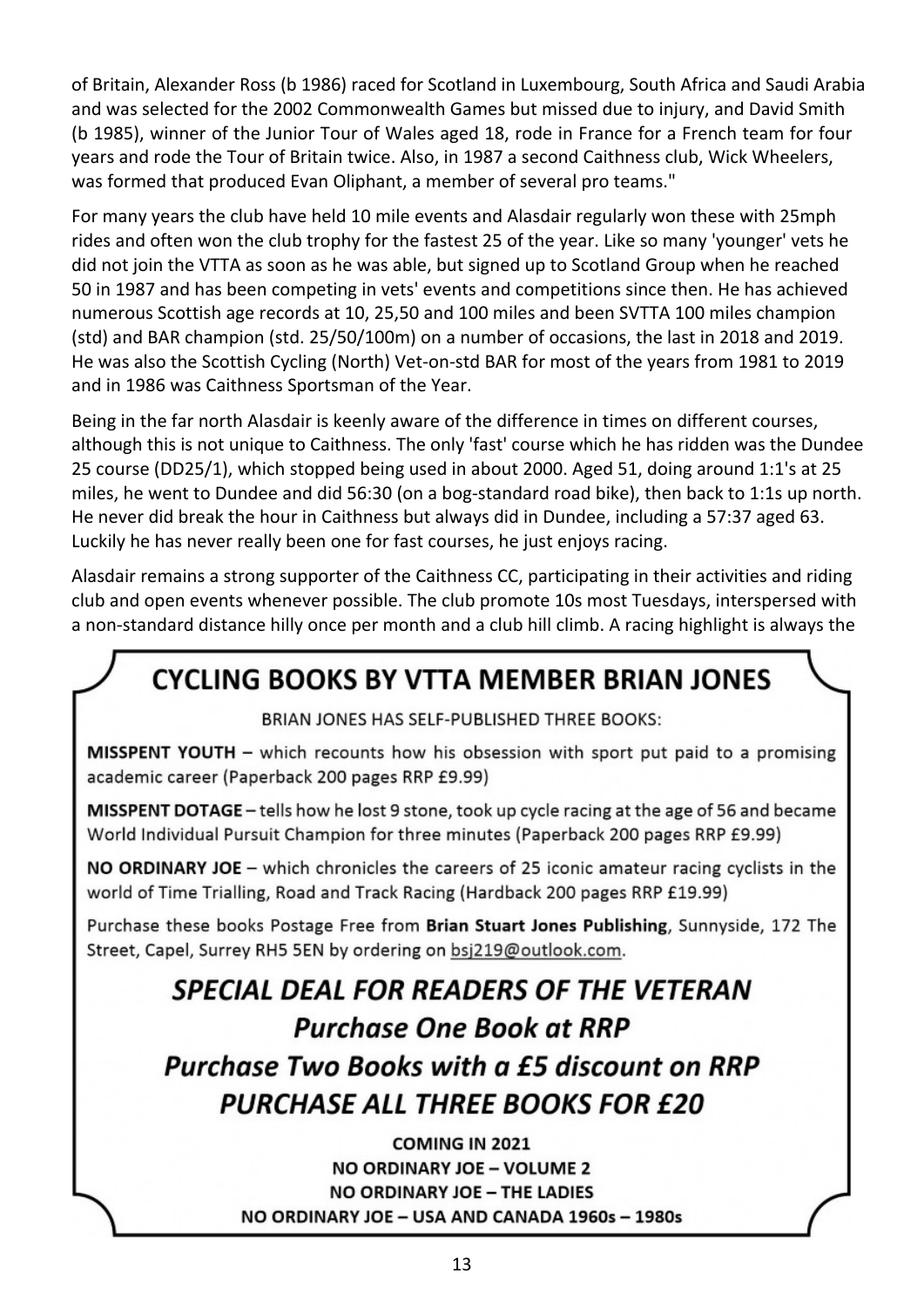of Britain, Alexander Ross (b 1986) raced for Scotland in Luxembourg, South Africa and Saudi Arabia and was selected for the 2002 Commonwealth Games but missed due to injury, and David Smith (b 1985), winner of the Junior Tour of Wales aged 18, rode in France for a French team for four years and rode the Tour of Britain twice. Also, in 1987 a second Caithness club, Wick Wheelers, was formed that produced Evan Oliphant, a member of several pro teams."

For many years the club have held 10 mile events and Alasdair regularly won these with 25mph rides and often won the club trophy for the fastest 25 of the year. Like so many 'younger' vets he did not join the VTTA as soon as he was able, but signed up to Scotland Group when he reached 50 in 1987 and has been competing in vets' events and competitions since then. He has achieved numerous Scottish age records at 10, 25,50 and 100 miles and been SVTTA 100 miles champion (std) and BAR champion (std. 25/50/100m) on a number of occasions, the last in 2018 and 2019. He was also the Scottish Cycling (North) Vet-on-std BAR for most of the years from 1981 to 2019 and in 1986 was Caithness Sportsman of the Year.

Being in the far north Alasdair is keenly aware of the difference in times on different courses, although this is not unique to Caithness. The only 'fast' course which he has ridden was the Dundee 25 course (DD25/1), which stopped being used in about 2000. Aged 51, doing around 1:1's at 25 miles, he went to Dundee and did 56:30 (on a bog-standard road bike), then back to 1:1s up north. He never did break the hour in Caithness but always did in Dundee, including a 57:37 aged 63. Luckily he has never really been one for fast courses, he just enjoys racing.

Alasdair remains a strong supporter of the Caithness CC, participating in their activities and riding club and open events whenever possible. The club promote 10s most Tuesdays, interspersed with a non-standard distance hilly once per month and a club hill climb. A racing highlight is always the

## CYCLING BOOKS BY VTTA MEMBER BRIAN JONES

BRIAN JONES HAS SELF-PUBLISHED THREE BOOKS:

**MISSPENT YOUTH** – which recounts how his obsession with sport put paid to a promising academic career (Paperback 200 pages RRP £9.99)

**MISSPENT DOTAGE** – tells how he lost 9 stone, took up cycle racing at the age of 56 and became World Individual Pursuit Champion for three minutes (Paperback 200 pages RRP £9.99)

**NO ORDINARY JOE** – which chronicles the careers of 25 iconic amateur racing cyclists in the world of Time Trialling, Road and Track Racing (Hardback 200 pages RRP £19.99)

Purchase these books Postage Free from **Brian Stuart Jones Publishing**, Sunnyside, 172 The Street, Capel, Surrey RH5 5EN by ordering on bsj219@outlook.com.

### *SPECIAL DEAL FOR READERS OF THE VETERAN*

### *Purchase One Book at RRP*

### *Purchase Two Books with a £5 discount on RRP*

### *PURCHASE ALL THREE BOOKS FOR £20*

**COMING IN 2021**
**NO ORDINARY JOE – VOLUME 2**
**NO ORDINARY JOE – THE LADIES**
**NO ORDINARY JOE – USA AND CANADA 1960s – 1980s**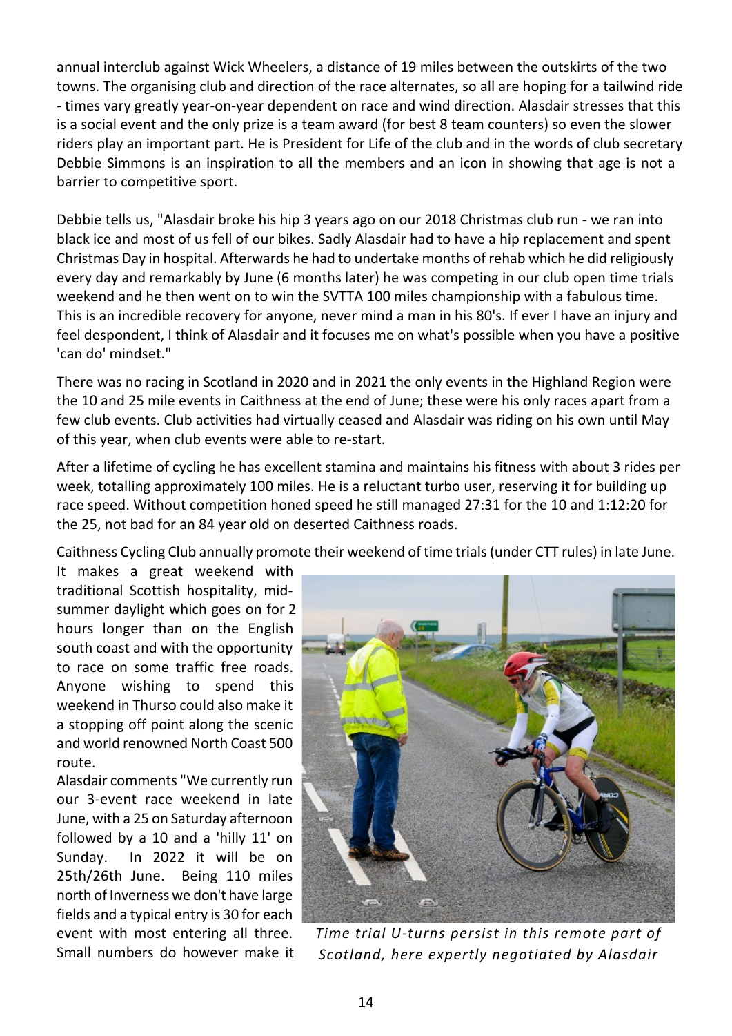annual interclub against Wick Wheelers, a distance of 19 miles between the outskirts of the two towns. The organising club and direction of the race alternates, so all are hoping for a tailwind ride - times vary greatly year-on-year dependent on race and wind direction. Alasdair stresses that this is a social event and the only prize is a team award (for best 8 team counters) so even the slower riders play an important part. He is President for Life of the club and in the words of club secretary Debbie Simmons is an inspiration to all the members and an icon in showing that age is not a barrier to competitive sport.

Debbie tells us, "Alasdair broke his hip 3 years ago on our 2018 Christmas club run - we ran into black ice and most of us fell of our bikes. Sadly Alasdair had to have a hip replacement and spent Christmas Day in hospital. Afterwards he had to undertake months of rehab which he did religiously every day and remarkably by June (6 months later) he was competing in our club open time trials weekend and he then went on to win the SVTTA 100 miles championship with a fabulous time. This is an incredible recovery for anyone, never mind a man in his 80's. If ever I have an injury and feel despondent, I think of Alasdair and it focuses me on what's possible when you have a positive 'can do' mindset."

There was no racing in Scotland in 2020 and in 2021 the only events in the Highland Region were the 10 and 25 mile events in Caithness at the end of June; these were his only races apart from a few club events. Club activities had virtually ceased and Alasdair was riding on his own until May of this year, when club events were able to re-start.

After a lifetime of cycling he has excellent stamina and maintains his fitness with about 3 rides per week, totalling approximately 100 miles. He is a reluctant turbo user, reserving it for building up race speed. Without competition honed speed he still managed 27:31 for the 10 and 1:12:20 for the 25, not bad for an 84 year old on deserted Caithness roads.

Caithness Cycling Club annually promote their weekend of time trials (under CTT rules) in late June. It makes a great weekend with traditional Scottish hospitality, mid-summer daylight which goes on for 2 hours longer than on the English south coast and with the opportunity to race on some traffic free roads. Anyone wishing to spend this weekend in Thurso could also make it a stopping off point along the scenic and world renowned North Coast 500 route.

Alasdair comments "We currently run our 3-event race weekend in late June, with a 25 on Saturday afternoon followed by a 10 and a 'hilly 11' on Sunday. In 2022 it will be on 25th/26th June. Being 110 miles north of Inverness we don't have large fields and a typical entry is 30 for each event with most entering all three. Small numbers do however make it

*Time trial U-turns persist in this remote part of Scotland, here expertly negotiated by Alasdair*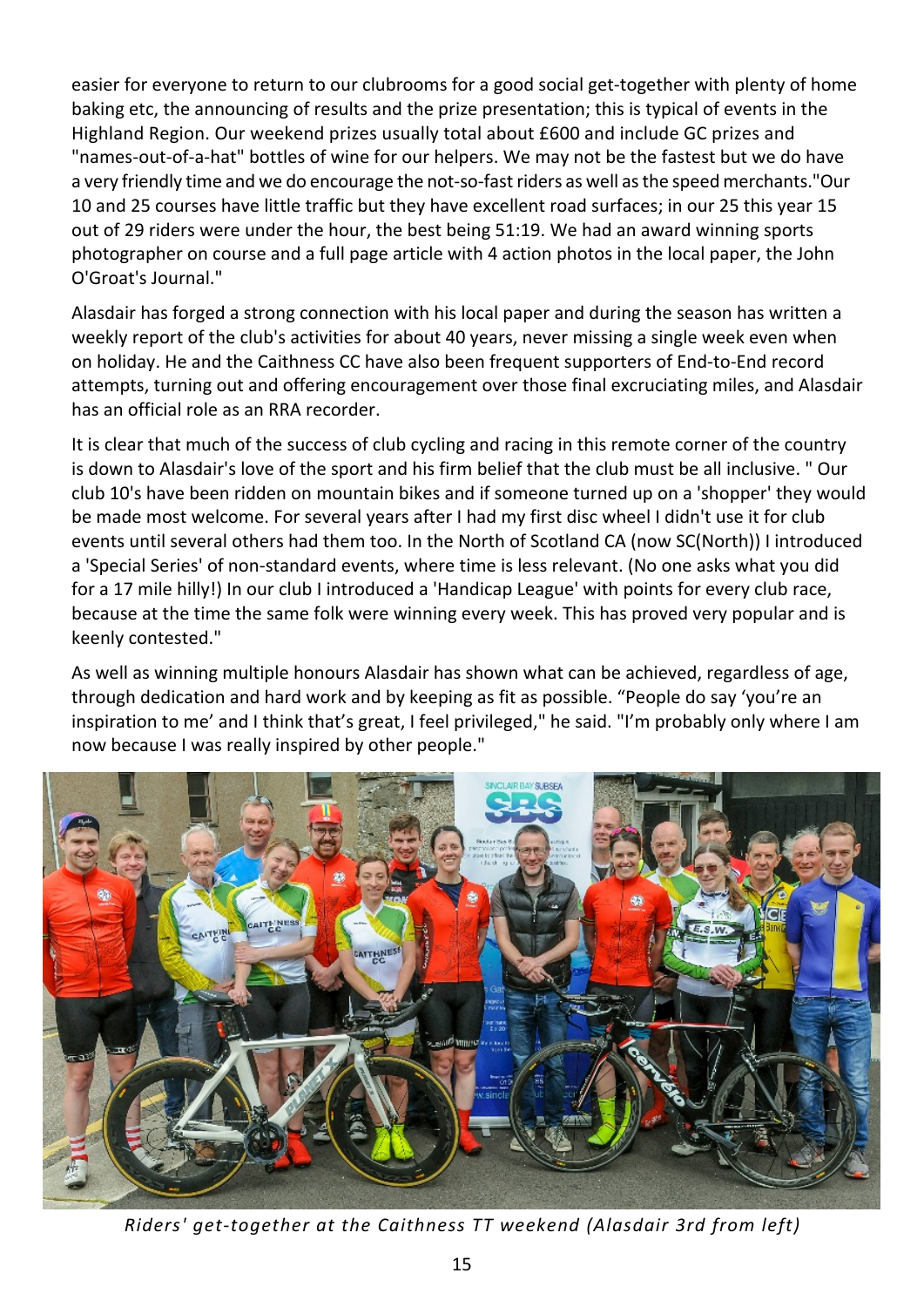easier for everyone to return to our clubrooms for a good social get-together with plenty of home baking etc, the announcing of results and the prize presentation; this is typical of events in the Highland Region. Our weekend prizes usually total about £600 and include GC prizes and "names-out-of-a-hat" bottles of wine for our helpers. We may not be the fastest but we do have a very friendly time and we do encourage the not-so-fast riders as well as the speed merchants."Our 10 and 25 courses have little traffic but they have excellent road surfaces; in our 25 this year 15 out of 29 riders were under the hour, the best being 51:19. We had an award winning sports photographer on course and a full page article with 4 action photos in the local paper, the John O'Groat's Journal."

Alasdair has forged a strong connection with his local paper and during the season has written a weekly report of the club's activities for about 40 years, never missing a single week even when on holiday. He and the Caithness CC have also been frequent supporters of End-to-End record attempts, turning out and offering encouragement over those final excruciating miles, and Alasdair has an official role as an RRA recorder.

It is clear that much of the success of club cycling and racing in this remote corner of the country is down to Alasdair's love of the sport and his firm belief that the club must be all inclusive. " Our club 10's have been ridden on mountain bikes and if someone turned up on a 'shopper' they would be made most welcome. For several years after I had my first disc wheel I didn't use it for club events until several others had them too. In the North of Scotland CA (now SC(North)) I introduced a 'Special Series' of non-standard events, where time is less relevant. (No one asks what you did for a 17 mile hilly!) In our club I introduced a 'Handicap League' with points for every club race, because at the time the same folk were winning every week. This has proved very popular and is keenly contested."

As well as winning multiple honours Alasdair has shown what can be achieved, regardless of age, through dedication and hard work and by keeping as fit as possible. "People do say 'you're an inspiration to me' and I think that's great, I feel privileged," he said. "I'm probably only where I am now because I was really inspired by other people."

*Riders' get-together at the Caithness TT weekend (Alasdair 3rd from left)*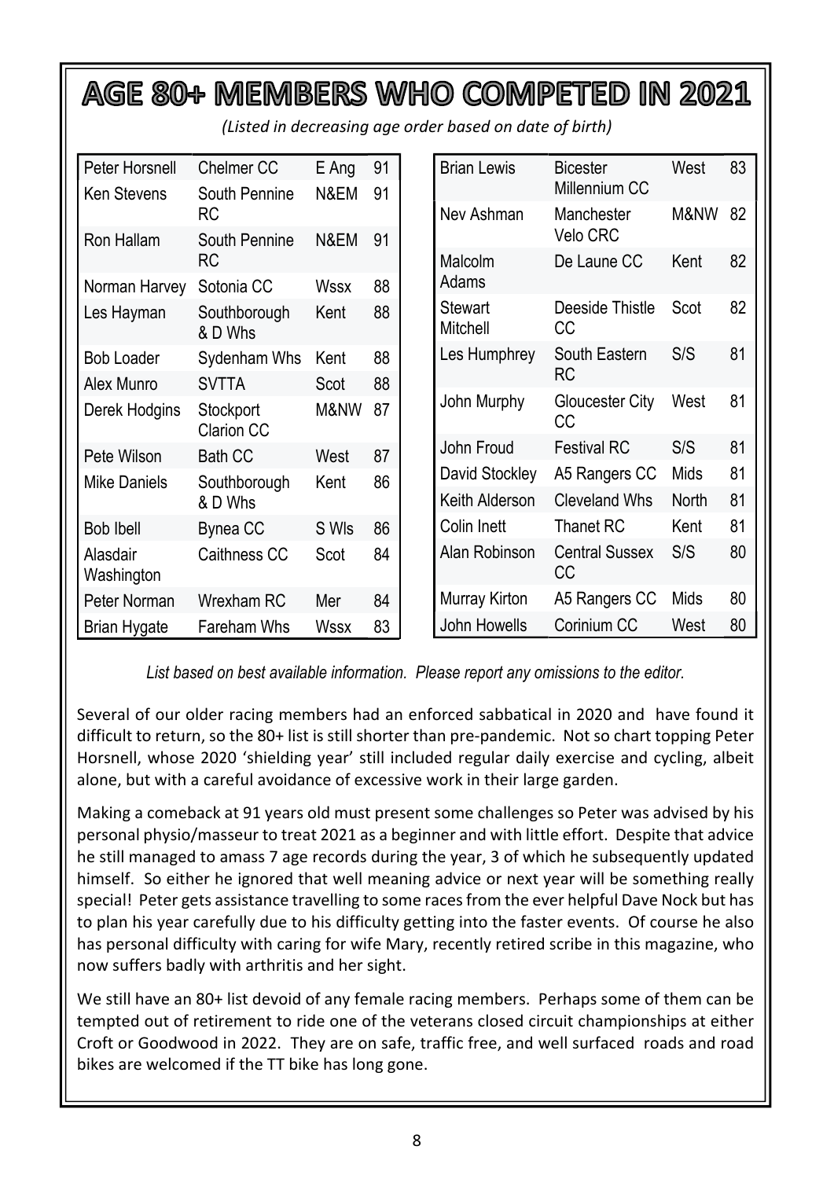# AGE 80+ MEMBERS WHO COMPETED IN 2021

*(Listed in decreasing age order based on date of birth)*

| | | | |
|---|---|---|---|
| Peter Horsnell | Chelmer CC | E Ang | 91 |
| Ken Stevens | South Pennine RC | N&EM | 91 |
| Ron Hallam | South Pennine RC | N&EM | 91 |
| Norman Harvey | Sotonia CC | Wssx | 88 |
| Les Hayman | Southborough & D Whs | Kent | 88 |
| Bob Loader | Sydenham Whs | Kent | 88 |
| Alex Munro | SVTTA | Scot | 88 |
| Derek Hodgins | Stockport Clarion CC | M&NW | 87 |
| Pete Wilson | Bath CC | West | 87 |
| Mike Daniels | Southborough & D Whs | Kent | 86 |
| Bob Ibell | Bynea CC | S Wls | 86 |
| Alasdair Washington | Caithness CC | Scot | 84 |
| Peter Norman | Wrexham RC | Mer | 84 |
| Brian Hygate | Fareham Whs | Wssx | 83 |
| Brian Lewis | Bicester Millennium CC | West | 83 |
| Nev Ashman | Manchester Velo CRC | M&NW | 82 |
| Malcolm Adams | De Laune CC | Kent | 82 |
| Stewart Mitchell | Deeside Thistle CC | Scot | 82 |
| Les Humphrey | South Eastern RC | S/S | 81 |
| John Murphy | Gloucester City CC | West | 81 |
| John Froud | Festival RC | S/S | 81 |
| David Stockley | A5 Rangers CC | Mids | 81 |
| Keith Alderson | Cleveland Whs | North | 81 |
| Colin Inett | Thanet RC | Kent | 81 |
| Alan Robinson | Central Sussex CC | S/S | 80 |
| Murray Kirton | A5 Rangers CC | Mids | 80 |
| John Howells | Corinium CC | West | 80 |

*List based on best available information. Please report any omissions to the editor.*

Several of our older racing members had an enforced sabbatical in 2020 and have found it difficult to return, so the 80+ list is still shorter than pre-pandemic. Not so chart topping Peter Horsnell, whose 2020 'shielding year' still included regular daily exercise and cycling, albeit alone, but with a careful avoidance of excessive work in their large garden.

Making a comeback at 91 years old must present some challenges so Peter was advised by his personal physio/masseur to treat 2021 as a beginner and with little effort. Despite that advice he still managed to amass 7 age records during the year, 3 of which he subsequently updated himself. So either he ignored that well meaning advice or next year will be something really special! Peter gets assistance travelling to some races from the ever helpful Dave Nock but has to plan his year carefully due to his difficulty getting into the faster events. Of course he also has personal difficulty with caring for wife Mary, recently retired scribe in this magazine, who now suffers badly with arthritis and her sight.

We still have an 80+ list devoid of any female racing members. Perhaps some of them can be tempted out of retirement to ride one of the veterans closed circuit championships at either Croft or Goodwood in 2022. They are on safe, traffic free, and well surfaced roads and road bikes are welcomed if the TT bike has long gone.